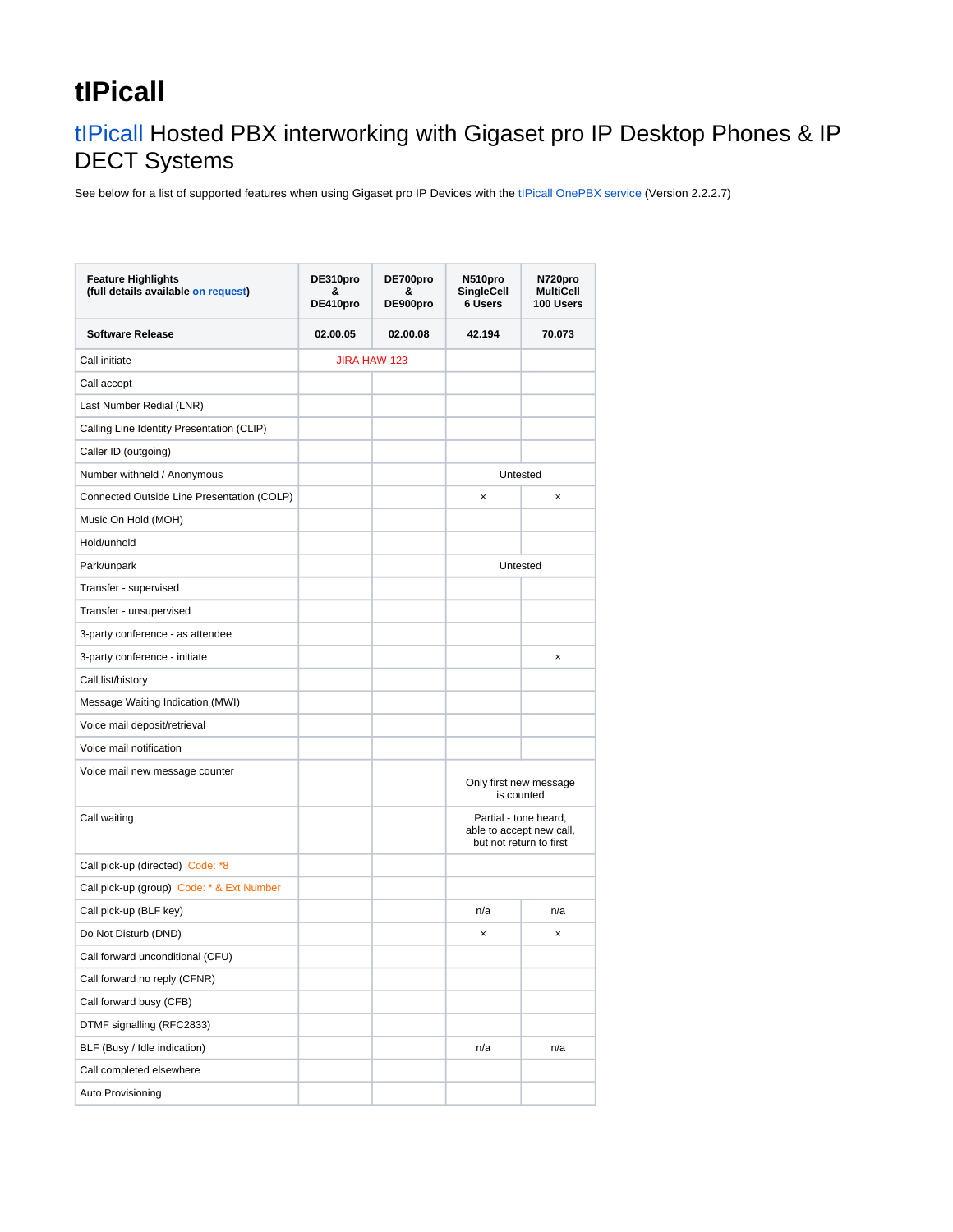# tIPicall

## tIPicall Hosted PBX interworking with Gigaset pro IP Desktop Phones & IP DECT Systems

See below for a list of supported features when using Gigaset pro IP Devices with the tIPicall OnePBX service (Version 2.2.2.7)

| Feature Highlights (full details available on request) | DE310pro & DE410pro | DE700pro & DE900pro | N510pro SingleCell 6 Users | N720pro MultiCell 100 Users |
|---|---|---|---|---|
| **Software Release** | **02.00.05** | **02.00.08** | **42.194** | **70.073** |
| Call initiate | JIRA HAW-123 | | | |
| Call accept | | | | |
| Last Number Redial (LNR) | | | | |
| Calling Line Identity Presentation (CLIP) | | | | |
| Caller ID (outgoing) | | | | |
| Number withheld / Anonymous | | | Untested | |
| Connected Outside Line Presentation (COLP) | | | × | × |
| Music On Hold (MOH) | | | | |
| Hold/unhold | | | | |
| Park/unpark | | | Untested | |
| Transfer - supervised | | | | |
| Transfer - unsupervised | | | | |
| 3-party conference - as attendee | | | | |
| 3-party conference - initiate | | | | × |
| Call list/history | | | | |
| Message Waiting Indication (MWI) | | | | |
| Voice mail deposit/retrieval | | | | |
| Voice mail notification | | | | |
| Voice mail new message counter | | | Only first new message is counted | |
| Call waiting | | | Partial - tone heard, able to accept new call, but not return to first | |
| Call pick-up (directed) Code: *8 | | | | |
| Call pick-up (group) Code: * & Ext Number | | | | |
| Call pick-up (BLF key) | | | n/a | n/a |
| Do Not Disturb (DND) | | | × | × |
| Call forward unconditional (CFU) | | | | |
| Call forward no reply (CFNR) | | | | |
| Call forward busy (CFB) | | | | |
| DTMF signalling (RFC2833) | | | | |
| BLF (Busy / Idle indication) | | | n/a | n/a |
| Call completed elsewhere | | | | |
| Auto Provisioning | | | | |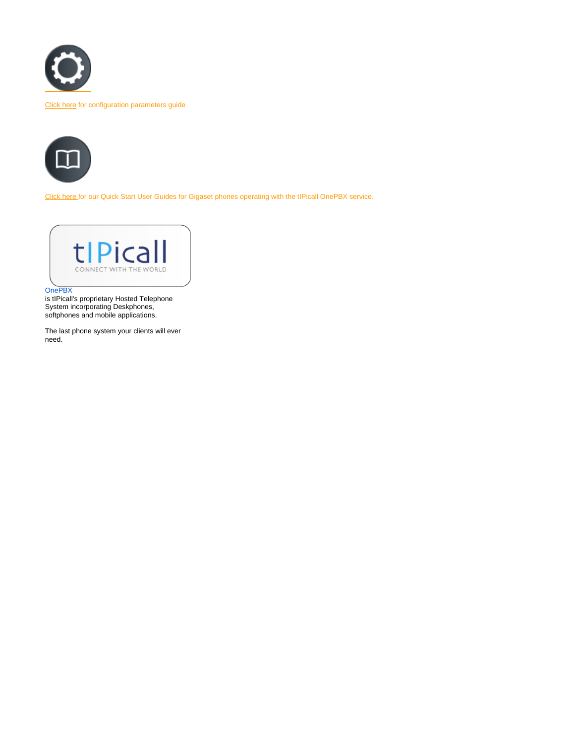Click here for configuration parameters guide

Click here for our Quick Start User Guides for Gigaset phones operating with the tIPicall OnePBX service.

OnePBX
is tIPicall's proprietary Hosted Telephone System incorporating Deskphones, softphones and mobile applications.

The last phone system your clients will ever need.